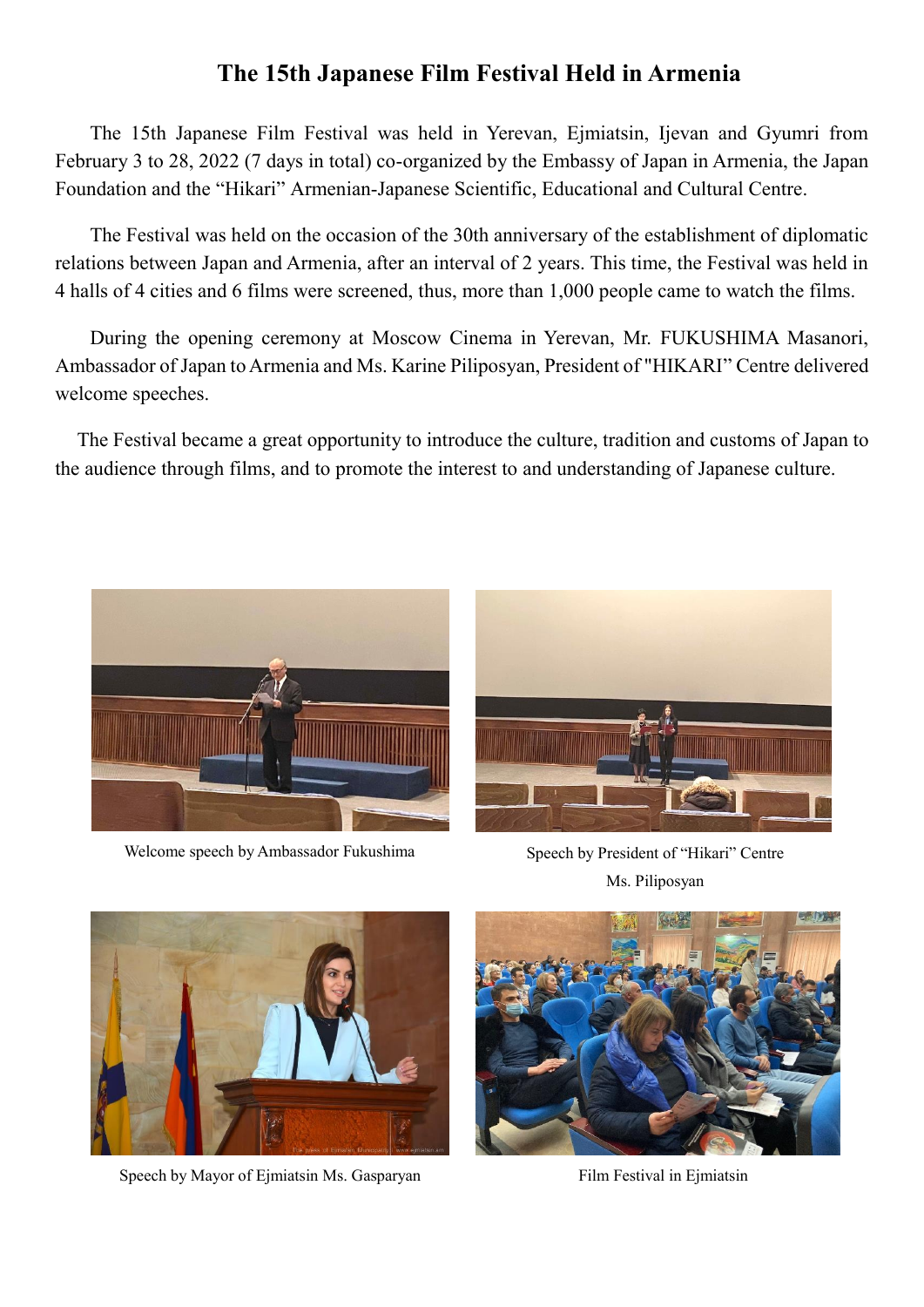# The 15th Japanese Film Festival Held in Armenia

The 15th Japanese Film Festival was held in Yerevan, Ejmiatsin, Ijevan and Gyumri from February 3 to 28, 2022 (7 days in total) co-organized by the Embassy of Japan in Armenia, the Japan Foundation and the "Hikari" Armenian-Japanese Scientific, Educational and Cultural Centre.

The Festival was held on the occasion of the 30th anniversary of the establishment of diplomatic relations between Japan and Armenia, after an interval of 2 years. This time, the Festival was held in 4 halls of 4 cities and 6 films were screened, thus, more than 1,000 people came to watch the films.

During the opening ceremony at Moscow Cinema in Yerevan, Mr. FUKUSHIMA Masanori, Ambassador of Japan to Armenia and Ms. Karine Piliposyan, President of "HIKARI" Centre delivered welcome speeches.

The Festival became a great opportunity to introduce the culture, tradition and customs of Japan to the audience through films, and to promote the interest to and understanding of Japanese culture.

Welcome speech by Ambassador Fukushima

Speech by President of "Hikari" Centre Ms. Piliposyan

Speech by Mayor of Ejmiatsin Ms. Gasparyan

Film Festival in Ejmiatsin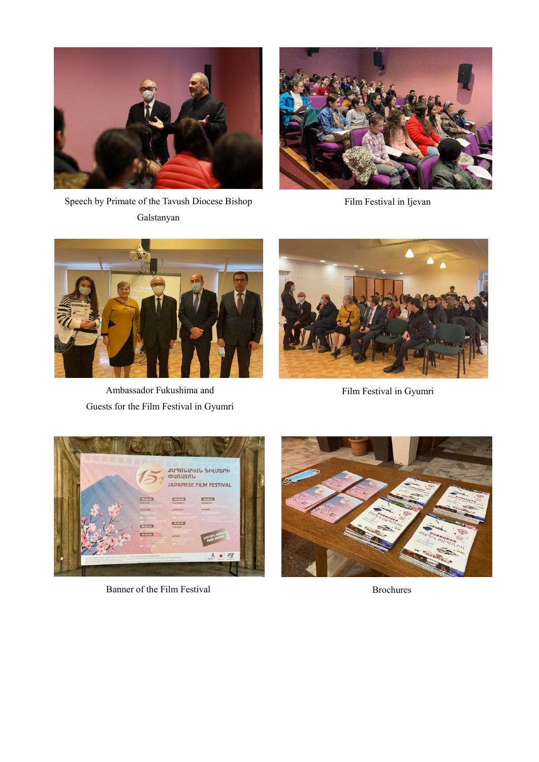Speech by Primate of the Tavush Diocese Bishop Galstanyan

Film Festival in Ijevan

Ambassador Fukushima and Guests for the Film Festival in Gyumri

Film Festival in Gyumri

Banner of the Film Festival

Brochures